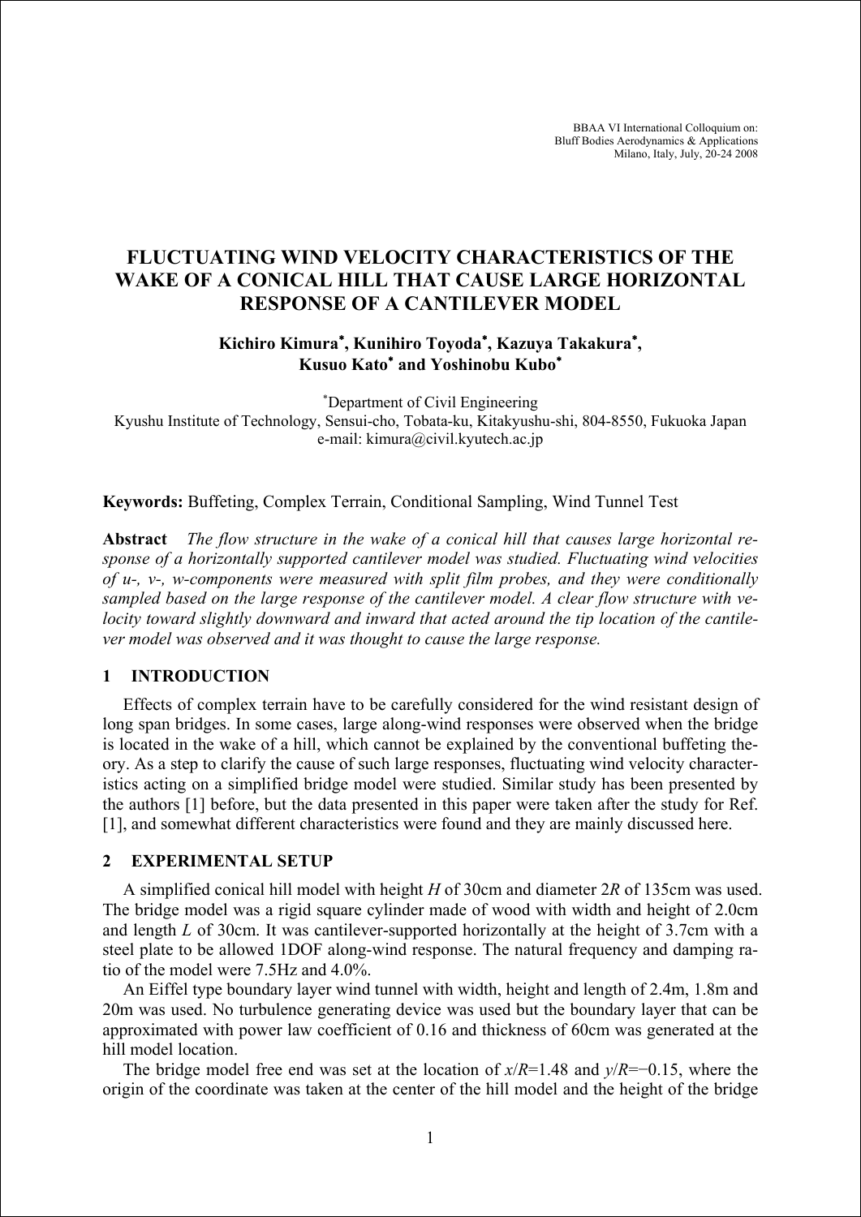BBAA VI International Colloquium on:
Bluff Bodies Aerodynamics & Applications
Milano, Italy, July, 20-24 2008

# FLUCTUATING WIND VELOCITY CHARACTERISTICS OF THE WAKE OF A CONICAL HILL THAT CAUSE LARGE HORIZONTAL RESPONSE OF A CANTILEVER MODEL

**Kichiro Kimura*, Kunihiro Toyoda*, Kazuya Takakura*, Kusuo Kato* and Yoshinobu Kubo***

*Department of Civil Engineering
Kyushu Institute of Technology, Sensui-cho, Tobata-ku, Kitakyushu-shi, 804-8550, Fukuoka Japan
e-mail: kimura@civil.kyutech.ac.jp

**Keywords:** Buffeting, Complex Terrain, Conditional Sampling, Wind Tunnel Test

**Abstract** *The flow structure in the wake of a conical hill that causes large horizontal response of a horizontally supported cantilever model was studied. Fluctuating wind velocities of u-, v-, w-components were measured with split film probes, and they were conditionally sampled based on the large response of the cantilever model. A clear flow structure with velocity toward slightly downward and inward that acted around the tip location of the cantilever model was observed and it was thought to cause the large response.*

## 1 INTRODUCTION

Effects of complex terrain have to be carefully considered for the wind resistant design of long span bridges. In some cases, large along-wind responses were observed when the bridge is located in the wake of a hill, which cannot be explained by the conventional buffeting theory. As a step to clarify the cause of such large responses, fluctuating wind velocity characteristics acting on a simplified bridge model were studied. Similar study has been presented by the authors [1] before, but the data presented in this paper were taken after the study for Ref. [1], and somewhat different characteristics were found and they are mainly discussed here.

## 2 EXPERIMENTAL SETUP

A simplified conical hill model with height $H$ of 30cm and diameter $2R$ of 135cm was used. The bridge model was a rigid square cylinder made of wood with width and height of 2.0cm and length $L$ of 30cm. It was cantilever-supported horizontally at the height of 3.7cm with a steel plate to be allowed 1DOF along-wind response. The natural frequency and damping ratio of the model were 7.5Hz and 4.0%.

An Eiffel type boundary layer wind tunnel with width, height and length of 2.4m, 1.8m and 20m was used. No turbulence generating device was used but the boundary layer that can be approximated with power law coefficient of 0.16 and thickness of 60cm was generated at the hill model location.

The bridge model free end was set at the location of $x/R$=1.48 and $y/R$=−0.15, where the origin of the coordinate was taken at the center of the hill model and the height of the bridge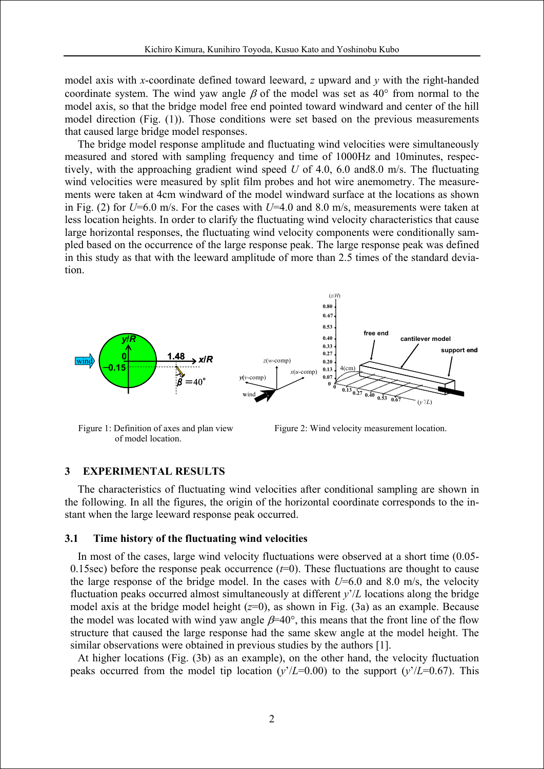model axis with *x*-coordinate defined toward leeward, *z* upward and *y* with the right-handed coordinate system. The wind yaw angle $\beta$ of the model was set as 40° from normal to the model axis, so that the bridge model free end pointed toward windward and center of the hill model direction (Fig. (1)). Those conditions were set based on the previous measurements that caused large bridge model responses.

The bridge model response amplitude and fluctuating wind velocities were simultaneously measured and stored with sampling frequency and time of 1000Hz and 10minutes, respectively, with the approaching gradient wind speed *U* of 4.0, 6.0 and8.0 m/s. The fluctuating wind velocities were measured by split film probes and hot wire anemometry. The measurements were taken at 4cm windward of the model windward surface at the locations as shown in Fig. (2) for *U*=6.0 m/s. For the cases with *U*=4.0 and 8.0 m/s, measurements were taken at less location heights. In order to clarify the fluctuating wind velocity characteristics that cause large horizontal responses, the fluctuating wind velocity components were conditionally sampled based on the occurrence of the large response peak. The large response peak was defined in this study as that with the leeward amplitude of more than 2.5 times of the standard deviation.

Figure 1: Definition of axes and plan view of model location.

Figure 2: Wind velocity measurement location.

## 3 EXPERIMENTAL RESULTS

The characteristics of fluctuating wind velocities after conditional sampling are shown in the following. In all the figures, the origin of the horizontal coordinate corresponds to the instant when the large leeward response peak occurred.

### 3.1 Time history of the fluctuating wind velocities

In most of the cases, large wind velocity fluctuations were observed at a short time (0.05-0.15sec) before the response peak occurrence ($t$=0). These fluctuations are thought to cause the large response of the bridge model. In the cases with *U*=6.0 and 8.0 m/s, the velocity fluctuation peaks occurred almost simultaneously at different $y'/L$ locations along the bridge model axis at the bridge model height ($z$=0), as shown in Fig. (3a) as an example. Because the model was located with wind yaw angle $\beta$=40°, this means that the front line of the flow structure that caused the large response had the same skew angle at the model height. The similar observations were obtained in previous studies by the authors [1].

At higher locations (Fig. (3b) as an example), on the other hand, the velocity fluctuation peaks occurred from the model tip location ($y'/L$=0.00) to the support ($y'/L$=0.67). This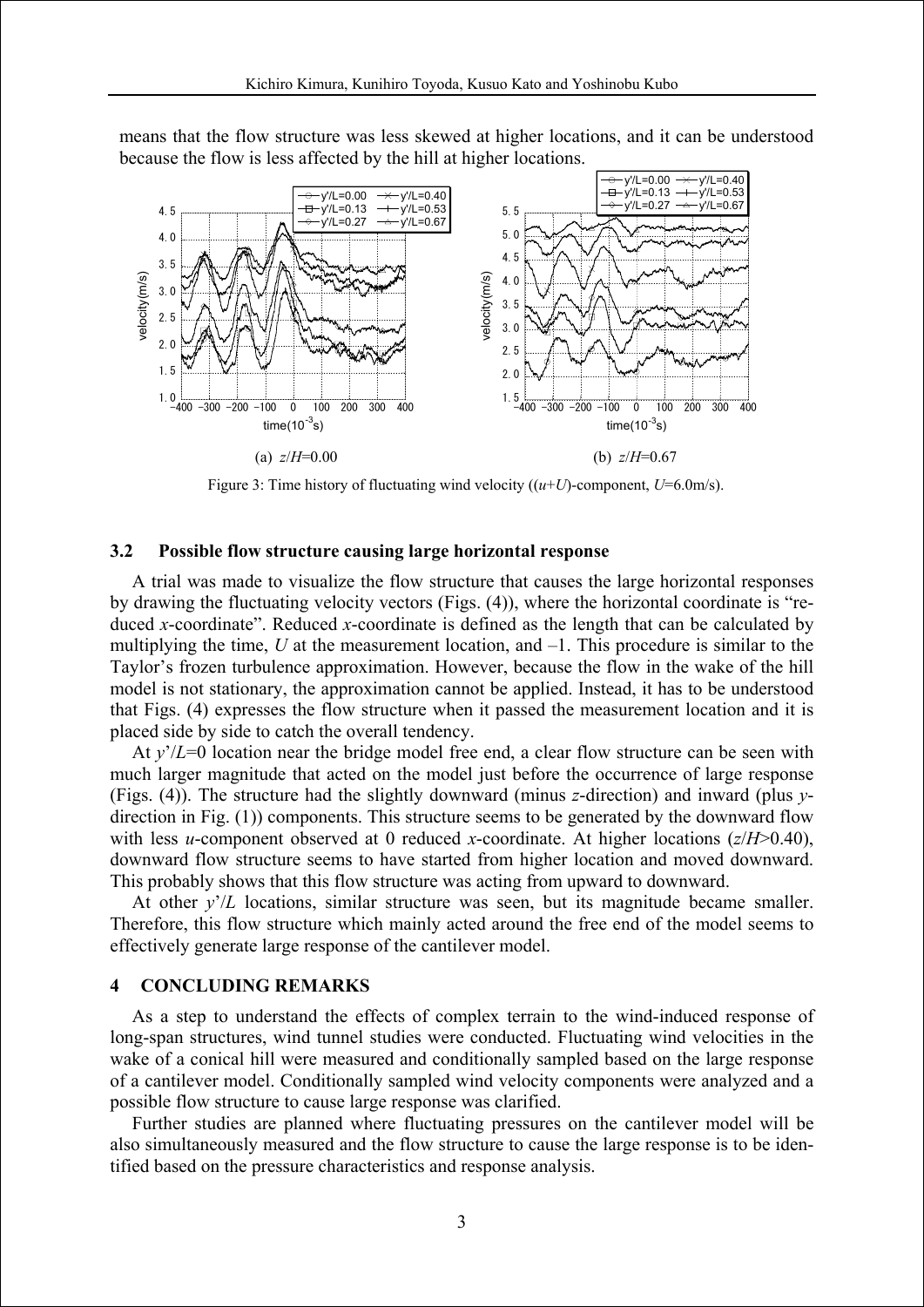means that the flow structure was less skewed at higher locations, and it can be understood because the flow is less affected by the hill at higher locations.

(a) $z/H$=0.00

(b) $z/H$=0.67

Figure 3: Time history of fluctuating wind velocity (($u$+$U$)-component, $U$=6.0m/s).

### 3.2 Possible flow structure causing large horizontal response

A trial was made to visualize the flow structure that causes the large horizontal responses by drawing the fluctuating velocity vectors (Figs. (4)), where the horizontal coordinate is "reduced $x$-coordinate". Reduced $x$-coordinate is defined as the length that can be calculated by multiplying the time, $U$ at the measurement location, and –1. This procedure is similar to the Taylor's frozen turbulence approximation. However, because the flow in the wake of the hill model is not stationary, the approximation cannot be applied. Instead, it has to be understood that Figs. (4) expresses the flow structure when it passed the measurement location and it is placed side by side to catch the overall tendency.

At $y'/L$=0 location near the bridge model free end, a clear flow structure can be seen with much larger magnitude that acted on the model just before the occurrence of large response (Figs. (4)). The structure had the slightly downward (minus $z$-direction) and inward (plus $y$-direction in Fig. (1)) components. This structure seems to be generated by the downward flow with less $u$-component observed at 0 reduced $x$-coordinate. At higher locations ($z/H$>0.40), downward flow structure seems to have started from higher location and moved downward. This probably shows that this flow structure was acting from upward to downward.

At other $y'/L$ locations, similar structure was seen, but its magnitude became smaller. Therefore, this flow structure which mainly acted around the free end of the model seems to effectively generate large response of the cantilever model.

## 4 CONCLUDING REMARKS

As a step to understand the effects of complex terrain to the wind-induced response of long-span structures, wind tunnel studies were conducted. Fluctuating wind velocities in the wake of a conical hill were measured and conditionally sampled based on the large response of a cantilever model. Conditionally sampled wind velocity components were analyzed and a possible flow structure to cause large response was clarified.

Further studies are planned where fluctuating pressures on the cantilever model will be also simultaneously measured and the flow structure to cause the large response is to be identified based on the pressure characteristics and response analysis.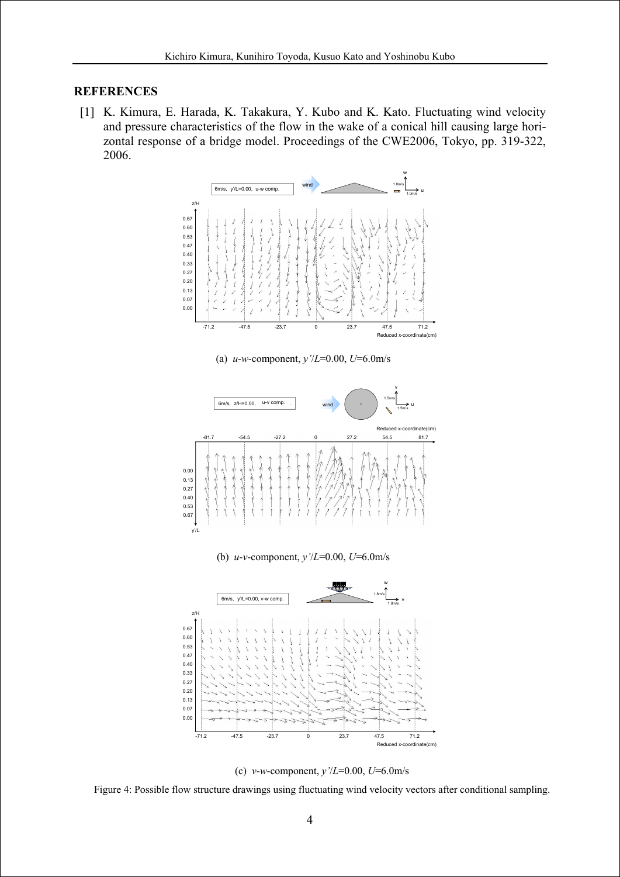## REFERENCES

[1] K. Kimura, E. Harada, K. Takakura, Y. Kubo and K. Kato. Fluctuating wind velocity and pressure characteristics of the flow in the wake of a conical hill causing large horizontal response of a bridge model. Proceedings of the CWE2006, Tokyo, pp. 319-322, 2006.

6m/s, y'/L=0.00, u-w comp.

wind

w

1.0m/s

u

1.0m/s

z/H

0.67
0.60
0.53
0.47
0.40
0.33
0.27
0.20
0.13
0.07
0.00

-71.2 -47.5 -23.7 0 23.7 47.5 71.2

Reduced x-coordinate(cm)

(a) $u$-$w$-component, $y'/L$=0.00, $U$=6.0m/s

6m/s, z/H=0.00, u-v comp.

wind

v

1.5m/s

u

1.5m/s

Reduced x-coordinate(cm)

-81.7 -54.5 -27.2 0 27.2 54.5 81.7

0.00
0.13
0.27
0.40
0.53
0.67

y'/L

(b) $u$-$v$-component, $y'/L$=0.00, $U$=6.0m/s

6m/s, y'/L=0.00, v-w comp.

w

1.8m/s

v

1.8m/s

z/H

0.67
0.60
0.53
0.47
0.40
0.33
0.27
0.20
0.13
0.07
0.00

-71.2 -47.5 -23.7 0 23.7 47.5 71.2

Reduced x-coordinate(cm)

(c) $v$-$w$-component, $y'/L$=0.00, $U$=6.0m/s

Figure 4: Possible flow structure drawings using fluctuating wind velocity vectors after conditional sampling.